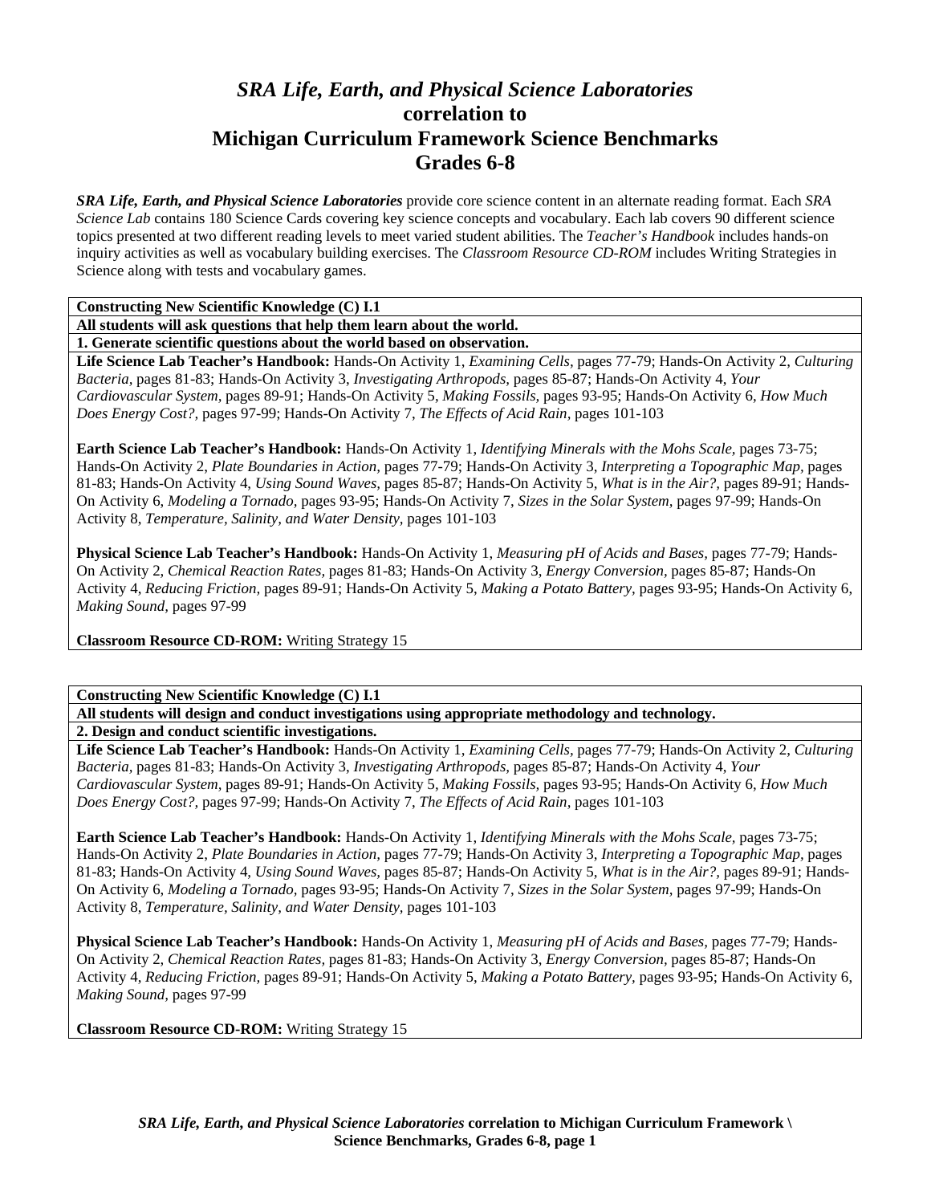# *SRA Life, Earth, and Physical Science Laboratories* correlation to Michigan Curriculum Framework Science Benchmarks Grades 6-8

***SRA Life, Earth, and Physical Science Laboratories*** provide core science content in an alternate reading format. Each *SRA Science Lab* contains 180 Science Cards covering key science concepts and vocabulary. Each lab covers 90 different science topics presented at two different reading levels to meet varied student abilities. The *Teacher's Handbook* includes hands-on inquiry activities as well as vocabulary building exercises. The *Classroom Resource CD-ROM* includes Writing Strategies in Science along with tests and vocabulary games.

---

**Constructing New Scientific Knowledge (C) I.1**

**All students will ask questions that help them learn about the world.**

**1. Generate scientific questions about the world based on observation.**

**Life Science Lab Teacher's Handbook:** Hands-On Activity 1, *Examining Cells,* pages 77-79; Hands-On Activity 2, *Culturing Bacteria,* pages 81-83; Hands-On Activity 3, *Investigating Arthropods,* pages 85-87; Hands-On Activity 4, *Your Cardiovascular System,* pages 89-91; Hands-On Activity 5, *Making Fossils,* pages 93-95; Hands-On Activity 6, *How Much Does Energy Cost?,* pages 97-99; Hands-On Activity 7, *The Effects of Acid Rain,* pages 101-103

**Earth Science Lab Teacher's Handbook:** Hands-On Activity 1, *Identifying Minerals with the Mohs Scale,* pages 73-75; Hands-On Activity 2, *Plate Boundaries in Action,* pages 77-79; Hands-On Activity 3, *Interpreting a Topographic Map,* pages 81-83; Hands-On Activity 4, *Using Sound Waves,* pages 85-87; Hands-On Activity 5, *What is in the Air?,* pages 89-91; Hands-On Activity 6, *Modeling a Tornado,* pages 93-95; Hands-On Activity 7, *Sizes in the Solar System,* pages 97-99; Hands-On Activity 8, *Temperature, Salinity, and Water Density,* pages 101-103

**Physical Science Lab Teacher's Handbook:** Hands-On Activity 1, *Measuring pH of Acids and Bases,* pages 77-79; Hands-On Activity 2, *Chemical Reaction Rates,* pages 81-83; Hands-On Activity 3, *Energy Conversion,* pages 85-87; Hands-On Activity 4, *Reducing Friction,* pages 89-91; Hands-On Activity 5, *Making a Potato Battery,* pages 93-95; Hands-On Activity 6, *Making Sound,* pages 97-99

**Classroom Resource CD-ROM:** Writing Strategy 15

---

**Constructing New Scientific Knowledge (C) I.1**

**All students will design and conduct investigations using appropriate methodology and technology.**

**2. Design and conduct scientific investigations.**

**Life Science Lab Teacher's Handbook:** Hands-On Activity 1, *Examining Cells,* pages 77-79; Hands-On Activity 2, *Culturing Bacteria,* pages 81-83; Hands-On Activity 3, *Investigating Arthropods,* pages 85-87; Hands-On Activity 4, *Your Cardiovascular System,* pages 89-91; Hands-On Activity 5, *Making Fossils,* pages 93-95; Hands-On Activity 6, *How Much Does Energy Cost?,* pages 97-99; Hands-On Activity 7, *The Effects of Acid Rain,* pages 101-103

**Earth Science Lab Teacher's Handbook:** Hands-On Activity 1, *Identifying Minerals with the Mohs Scale,* pages 73-75; Hands-On Activity 2, *Plate Boundaries in Action,* pages 77-79; Hands-On Activity 3, *Interpreting a Topographic Map,* pages 81-83; Hands-On Activity 4, *Using Sound Waves,* pages 85-87; Hands-On Activity 5, *What is in the Air?,* pages 89-91; Hands-On Activity 6, *Modeling a Tornado,* pages 93-95; Hands-On Activity 7, *Sizes in the Solar System,* pages 97-99; Hands-On Activity 8, *Temperature, Salinity, and Water Density,* pages 101-103

**Physical Science Lab Teacher's Handbook:** Hands-On Activity 1, *Measuring pH of Acids and Bases,* pages 77-79; Hands-On Activity 2, *Chemical Reaction Rates,* pages 81-83; Hands-On Activity 3, *Energy Conversion,* pages 85-87; Hands-On Activity 4, *Reducing Friction,* pages 89-91; Hands-On Activity 5, *Making a Potato Battery,* pages 93-95; Hands-On Activity 6, *Making Sound,* pages 97-99

**Classroom Resource CD-ROM:** Writing Strategy 15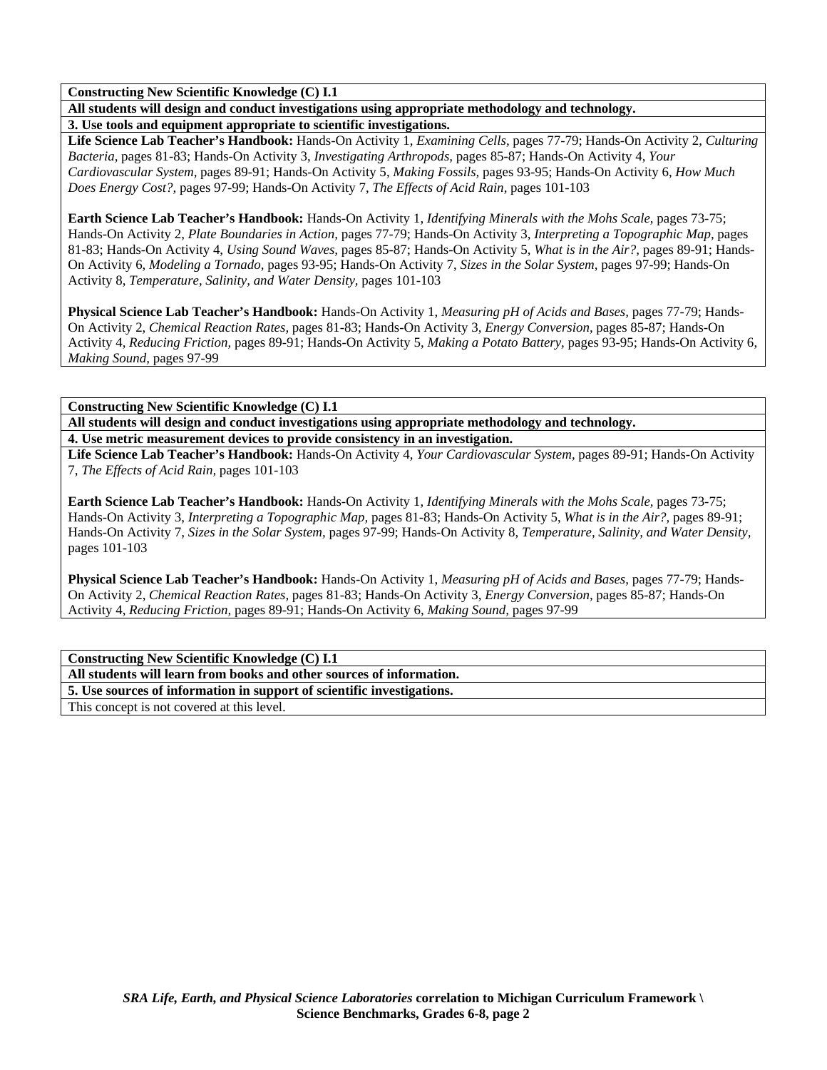**Constructing New Scientific Knowledge (C) I.1**

**All students will design and conduct investigations using appropriate methodology and technology.**

**3. Use tools and equipment appropriate to scientific investigations.**

**Life Science Lab Teacher's Handbook:** Hands-On Activity 1, *Examining Cells,* pages 77-79; Hands-On Activity 2, *Culturing Bacteria,* pages 81-83; Hands-On Activity 3, *Investigating Arthropods,* pages 85-87; Hands-On Activity 4, *Your Cardiovascular System,* pages 89-91; Hands-On Activity 5, *Making Fossils,* pages 93-95; Hands-On Activity 6, *How Much Does Energy Cost?,* pages 97-99; Hands-On Activity 7, *The Effects of Acid Rain,* pages 101-103

**Earth Science Lab Teacher's Handbook:** Hands-On Activity 1, *Identifying Minerals with the Mohs Scale,* pages 73-75; Hands-On Activity 2, *Plate Boundaries in Action,* pages 77-79; Hands-On Activity 3, *Interpreting a Topographic Map,* pages 81-83; Hands-On Activity 4, *Using Sound Waves,* pages 85-87; Hands-On Activity 5, *What is in the Air?,* pages 89-91; Hands-On Activity 6, *Modeling a Tornado,* pages 93-95; Hands-On Activity 7, *Sizes in the Solar System,* pages 97-99; Hands-On Activity 8, *Temperature, Salinity, and Water Density,* pages 101-103

**Physical Science Lab Teacher's Handbook:** Hands-On Activity 1, *Measuring pH of Acids and Bases,* pages 77-79; Hands-On Activity 2, *Chemical Reaction Rates,* pages 81-83; Hands-On Activity 3, *Energy Conversion,* pages 85-87; Hands-On Activity 4, *Reducing Friction,* pages 89-91; Hands-On Activity 5, *Making a Potato Battery,* pages 93-95; Hands-On Activity 6, *Making Sound,* pages 97-99

**Constructing New Scientific Knowledge (C) I.1**

**All students will design and conduct investigations using appropriate methodology and technology.**

**4. Use metric measurement devices to provide consistency in an investigation.**

**Life Science Lab Teacher's Handbook:** Hands-On Activity 4, *Your Cardiovascular System,* pages 89-91; Hands-On Activity 7, *The Effects of Acid Rain,* pages 101-103

**Earth Science Lab Teacher's Handbook:** Hands-On Activity 1, *Identifying Minerals with the Mohs Scale,* pages 73-75; Hands-On Activity 3, *Interpreting a Topographic Map,* pages 81-83; Hands-On Activity 5, *What is in the Air?,* pages 89-91; Hands-On Activity 7, *Sizes in the Solar System,* pages 97-99; Hands-On Activity 8, *Temperature, Salinity, and Water Density,* pages 101-103

**Physical Science Lab Teacher's Handbook:** Hands-On Activity 1, *Measuring pH of Acids and Bases,* pages 77-79; Hands-On Activity 2, *Chemical Reaction Rates,* pages 81-83; Hands-On Activity 3, *Energy Conversion,* pages 85-87; Hands-On Activity 4, *Reducing Friction,* pages 89-91; Hands-On Activity 6, *Making Sound,* pages 97-99

**Constructing New Scientific Knowledge (C) I.1**

**All students will learn from books and other sources of information.**

**5. Use sources of information in support of scientific investigations.**

This concept is not covered at this level.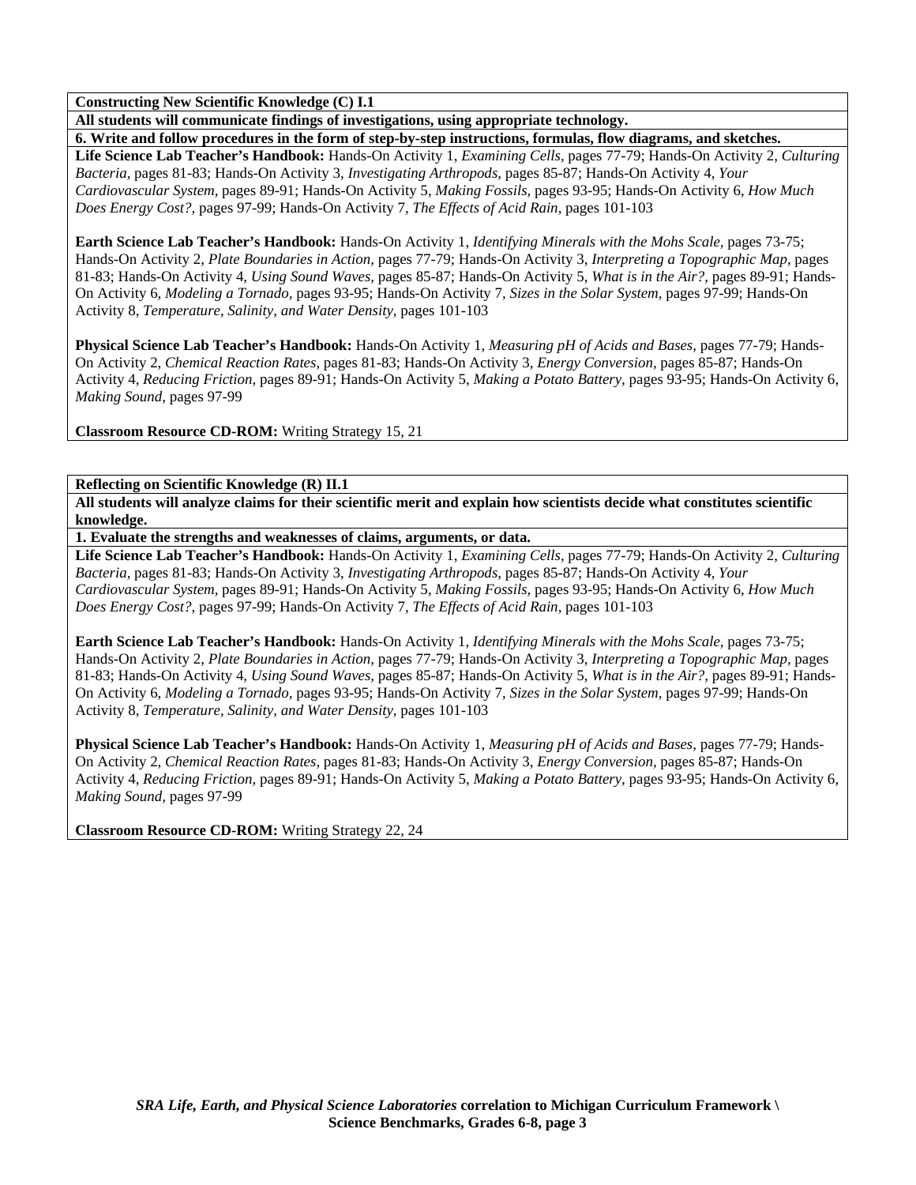**Constructing New Scientific Knowledge (C) I.1**

**All students will communicate findings of investigations, using appropriate technology.**

**6. Write and follow procedures in the form of step-by-step instructions, formulas, flow diagrams, and sketches.**

**Life Science Lab Teacher's Handbook:** Hands-On Activity 1, *Examining Cells,* pages 77-79; Hands-On Activity 2, *Culturing Bacteria,* pages 81-83; Hands-On Activity 3, *Investigating Arthropods,* pages 85-87; Hands-On Activity 4, *Your Cardiovascular System,* pages 89-91; Hands-On Activity 5, *Making Fossils,* pages 93-95; Hands-On Activity 6, *How Much Does Energy Cost?,* pages 97-99; Hands-On Activity 7, *The Effects of Acid Rain,* pages 101-103

**Earth Science Lab Teacher's Handbook:** Hands-On Activity 1, *Identifying Minerals with the Mohs Scale,* pages 73-75; Hands-On Activity 2, *Plate Boundaries in Action,* pages 77-79; Hands-On Activity 3, *Interpreting a Topographic Map,* pages 81-83; Hands-On Activity 4, *Using Sound Waves,* pages 85-87; Hands-On Activity 5, *What is in the Air?,* pages 89-91; Hands-On Activity 6, *Modeling a Tornado,* pages 93-95; Hands-On Activity 7, *Sizes in the Solar System,* pages 97-99; Hands-On Activity 8, *Temperature, Salinity, and Water Density,* pages 101-103

**Physical Science Lab Teacher's Handbook:** Hands-On Activity 1, *Measuring pH of Acids and Bases,* pages 77-79; Hands-On Activity 2, *Chemical Reaction Rates,* pages 81-83; Hands-On Activity 3, *Energy Conversion,* pages 85-87; Hands-On Activity 4, *Reducing Friction,* pages 89-91; Hands-On Activity 5, *Making a Potato Battery,* pages 93-95; Hands-On Activity 6, *Making Sound,* pages 97-99

**Classroom Resource CD-ROM:** Writing Strategy 15, 21

**Reflecting on Scientific Knowledge (R) II.1**

**All students will analyze claims for their scientific merit and explain how scientists decide what constitutes scientific knowledge.**

**1. Evaluate the strengths and weaknesses of claims, arguments, or data.**

**Life Science Lab Teacher's Handbook:** Hands-On Activity 1, *Examining Cells,* pages 77-79; Hands-On Activity 2, *Culturing Bacteria,* pages 81-83; Hands-On Activity 3, *Investigating Arthropods,* pages 85-87; Hands-On Activity 4, *Your Cardiovascular System,* pages 89-91; Hands-On Activity 5, *Making Fossils,* pages 93-95; Hands-On Activity 6, *How Much Does Energy Cost?,* pages 97-99; Hands-On Activity 7, *The Effects of Acid Rain,* pages 101-103

**Earth Science Lab Teacher's Handbook:** Hands-On Activity 1, *Identifying Minerals with the Mohs Scale,* pages 73-75; Hands-On Activity 2, *Plate Boundaries in Action,* pages 77-79; Hands-On Activity 3, *Interpreting a Topographic Map,* pages 81-83; Hands-On Activity 4, *Using Sound Waves,* pages 85-87; Hands-On Activity 5, *What is in the Air?,* pages 89-91; Hands-On Activity 6, *Modeling a Tornado,* pages 93-95; Hands-On Activity 7, *Sizes in the Solar System,* pages 97-99; Hands-On Activity 8, *Temperature, Salinity, and Water Density,* pages 101-103

**Physical Science Lab Teacher's Handbook:** Hands-On Activity 1, *Measuring pH of Acids and Bases,* pages 77-79; Hands-On Activity 2, *Chemical Reaction Rates,* pages 81-83; Hands-On Activity 3, *Energy Conversion,* pages 85-87; Hands-On Activity 4, *Reducing Friction,* pages 89-91; Hands-On Activity 5, *Making a Potato Battery,* pages 93-95; Hands-On Activity 6, *Making Sound,* pages 97-99

**Classroom Resource CD-ROM:** Writing Strategy 22, 24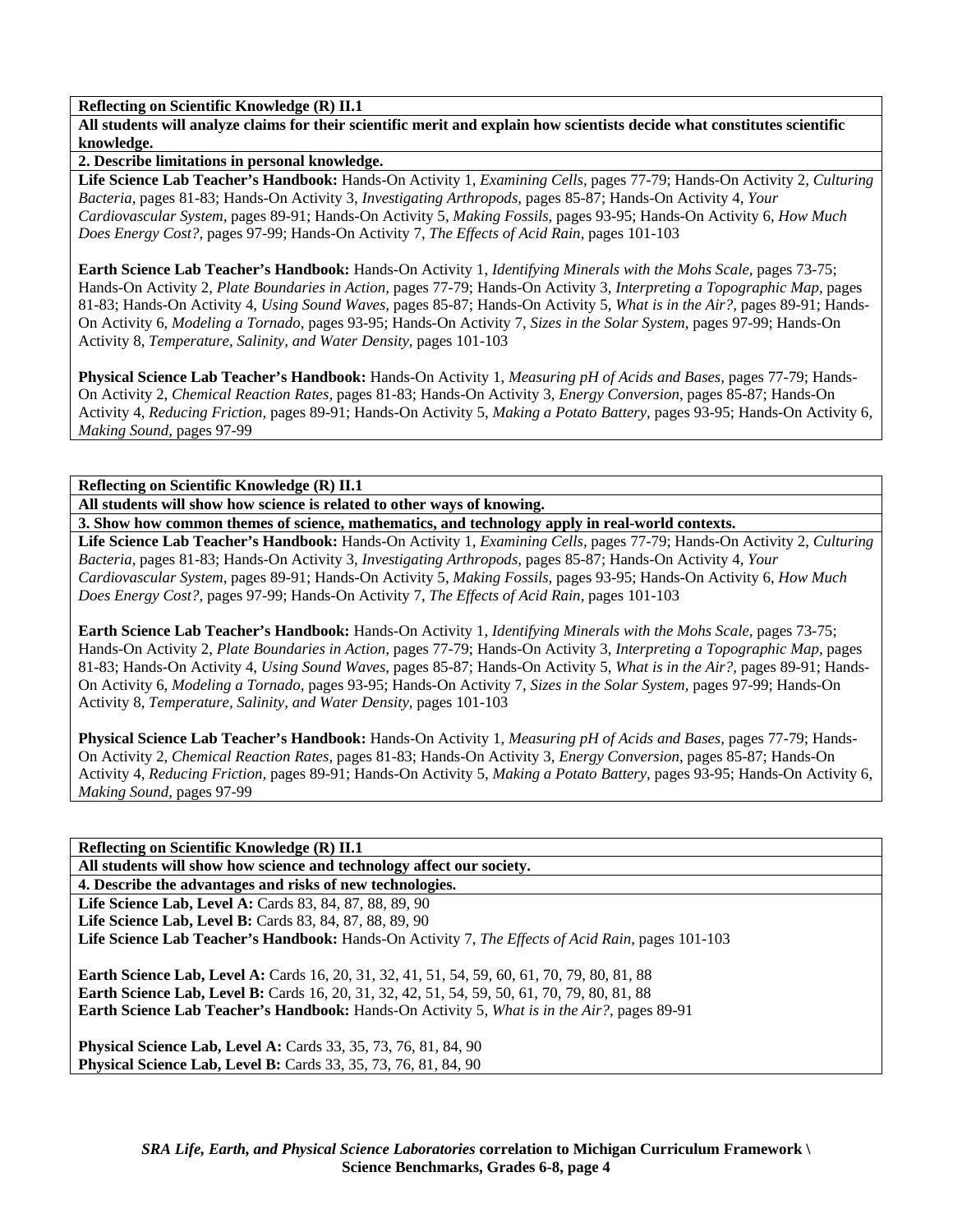**Reflecting on Scientific Knowledge (R) II.1**

**All students will analyze claims for their scientific merit and explain how scientists decide what constitutes scientific knowledge.**

**2. Describe limitations in personal knowledge.**

**Life Science Lab Teacher's Handbook:** Hands-On Activity 1, *Examining Cells,* pages 77-79; Hands-On Activity 2, *Culturing Bacteria,* pages 81-83; Hands-On Activity 3, *Investigating Arthropods,* pages 85-87; Hands-On Activity 4, *Your Cardiovascular System,* pages 89-91; Hands-On Activity 5, *Making Fossils,* pages 93-95; Hands-On Activity 6, *How Much Does Energy Cost?,* pages 97-99; Hands-On Activity 7, *The Effects of Acid Rain,* pages 101-103

**Earth Science Lab Teacher's Handbook:** Hands-On Activity 1, *Identifying Minerals with the Mohs Scale,* pages 73-75; Hands-On Activity 2, *Plate Boundaries in Action,* pages 77-79; Hands-On Activity 3, *Interpreting a Topographic Map,* pages 81-83; Hands-On Activity 4, *Using Sound Waves,* pages 85-87; Hands-On Activity 5, *What is in the Air?,* pages 89-91; Hands-On Activity 6, *Modeling a Tornado,* pages 93-95; Hands-On Activity 7, *Sizes in the Solar System,* pages 97-99; Hands-On Activity 8, *Temperature, Salinity, and Water Density,* pages 101-103

**Physical Science Lab Teacher's Handbook:** Hands-On Activity 1, *Measuring pH of Acids and Bases,* pages 77-79; Hands-On Activity 2, *Chemical Reaction Rates,* pages 81-83; Hands-On Activity 3, *Energy Conversion,* pages 85-87; Hands-On Activity 4, *Reducing Friction,* pages 89-91; Hands-On Activity 5, *Making a Potato Battery,* pages 93-95; Hands-On Activity 6, *Making Sound,* pages 97-99

**Reflecting on Scientific Knowledge (R) II.1**

**All students will show how science is related to other ways of knowing.**

**3. Show how common themes of science, mathematics, and technology apply in real-world contexts.**

**Life Science Lab Teacher's Handbook:** Hands-On Activity 1, *Examining Cells,* pages 77-79; Hands-On Activity 2, *Culturing Bacteria,* pages 81-83; Hands-On Activity 3, *Investigating Arthropods,* pages 85-87; Hands-On Activity 4, *Your Cardiovascular System,* pages 89-91; Hands-On Activity 5, *Making Fossils,* pages 93-95; Hands-On Activity 6, *How Much Does Energy Cost?,* pages 97-99; Hands-On Activity 7, *The Effects of Acid Rain,* pages 101-103

**Earth Science Lab Teacher's Handbook:** Hands-On Activity 1, *Identifying Minerals with the Mohs Scale,* pages 73-75; Hands-On Activity 2, *Plate Boundaries in Action,* pages 77-79; Hands-On Activity 3, *Interpreting a Topographic Map,* pages 81-83; Hands-On Activity 4, *Using Sound Waves,* pages 85-87; Hands-On Activity 5, *What is in the Air?,* pages 89-91; Hands-On Activity 6, *Modeling a Tornado,* pages 93-95; Hands-On Activity 7, *Sizes in the Solar System,* pages 97-99; Hands-On Activity 8, *Temperature, Salinity, and Water Density,* pages 101-103

**Physical Science Lab Teacher's Handbook:** Hands-On Activity 1, *Measuring pH of Acids and Bases,* pages 77-79; Hands-On Activity 2, *Chemical Reaction Rates,* pages 81-83; Hands-On Activity 3, *Energy Conversion,* pages 85-87; Hands-On Activity 4, *Reducing Friction,* pages 89-91; Hands-On Activity 5, *Making a Potato Battery,* pages 93-95; Hands-On Activity 6, *Making Sound,* pages 97-99

**Reflecting on Scientific Knowledge (R) II.1**

**All students will show how science and technology affect our society.**

**4. Describe the advantages and risks of new technologies.**

**Life Science Lab, Level A:** Cards 83, 84, 87, 88, 89, 90
**Life Science Lab, Level B:** Cards 83, 84, 87, 88, 89, 90
**Life Science Lab Teacher's Handbook:** Hands-On Activity 7, *The Effects of Acid Rain,* pages 101-103

**Earth Science Lab, Level A:** Cards 16, 20, 31, 32, 41, 51, 54, 59, 60, 61, 70, 79, 80, 81, 88
**Earth Science Lab, Level B:** Cards 16, 20, 31, 32, 42, 51, 54, 59, 50, 61, 70, 79, 80, 81, 88
**Earth Science Lab Teacher's Handbook:** Hands-On Activity 5, *What is in the Air?,* pages 89-91

**Physical Science Lab, Level A:** Cards 33, 35, 73, 76, 81, 84, 90
**Physical Science Lab, Level B:** Cards 33, 35, 73, 76, 81, 84, 90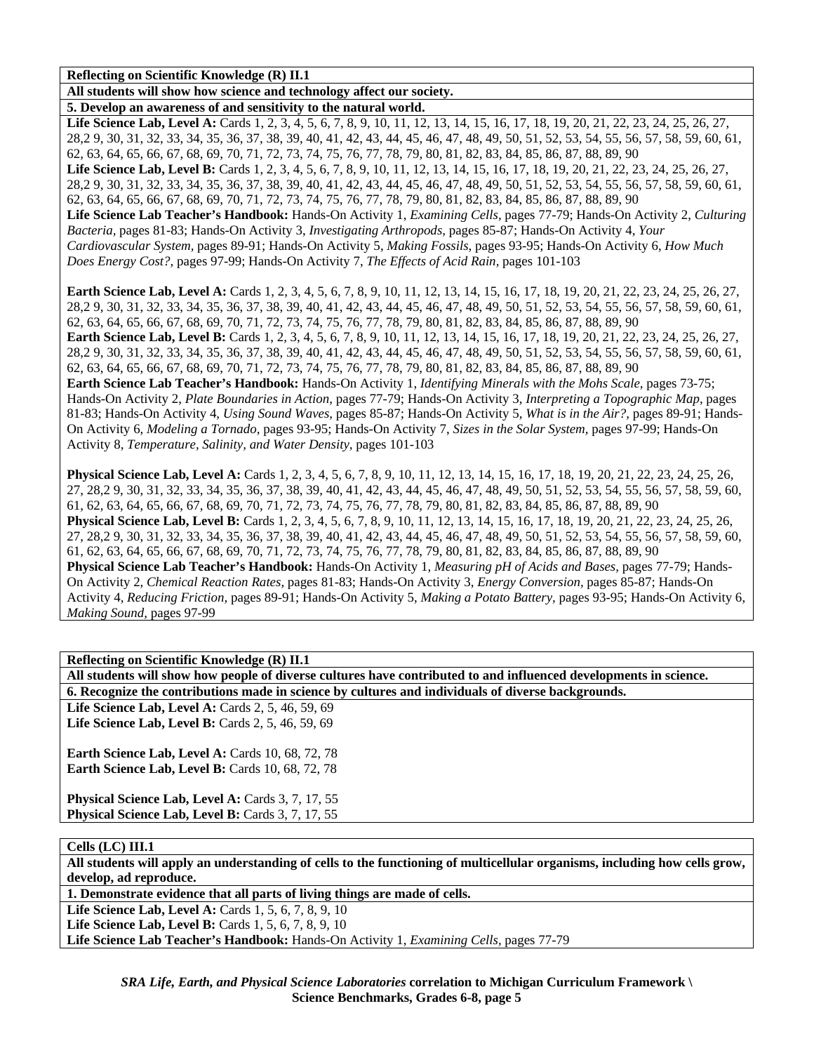**Reflecting on Scientific Knowledge (R) II.1**

**All students will show how science and technology affect our society.**

**5. Develop an awareness of and sensitivity to the natural world.**

**Life Science Lab, Level A:** Cards 1, 2, 3, 4, 5, 6, 7, 8, 9, 10, 11, 12, 13, 14, 15, 16, 17, 18, 19, 20, 21, 22, 23, 24, 25, 26, 27, 28,2 9, 30, 31, 32, 33, 34, 35, 36, 37, 38, 39, 40, 41, 42, 43, 44, 45, 46, 47, 48, 49, 50, 51, 52, 53, 54, 55, 56, 57, 58, 59, 60, 61, 62, 63, 64, 65, 66, 67, 68, 69, 70, 71, 72, 73, 74, 75, 76, 77, 78, 79, 80, 81, 82, 83, 84, 85, 86, 87, 88, 89, 90
**Life Science Lab, Level B:** Cards 1, 2, 3, 4, 5, 6, 7, 8, 9, 10, 11, 12, 13, 14, 15, 16, 17, 18, 19, 20, 21, 22, 23, 24, 25, 26, 27, 28,2 9, 30, 31, 32, 33, 34, 35, 36, 37, 38, 39, 40, 41, 42, 43, 44, 45, 46, 47, 48, 49, 50, 51, 52, 53, 54, 55, 56, 57, 58, 59, 60, 61, 62, 63, 64, 65, 66, 67, 68, 69, 70, 71, 72, 73, 74, 75, 76, 77, 78, 79, 80, 81, 82, 83, 84, 85, 86, 87, 88, 89, 90
**Life Science Lab Teacher's Handbook:** Hands-On Activity 1, *Examining Cells,* pages 77-79; Hands-On Activity 2, *Culturing Bacteria,* pages 81-83; Hands-On Activity 3, *Investigating Arthropods,* pages 85-87; Hands-On Activity 4, *Your Cardiovascular System,* pages 89-91; Hands-On Activity 5, *Making Fossils,* pages 93-95; Hands-On Activity 6, *How Much Does Energy Cost?,* pages 97-99; Hands-On Activity 7, *The Effects of Acid Rain,* pages 101-103

**Earth Science Lab, Level A:** Cards 1, 2, 3, 4, 5, 6, 7, 8, 9, 10, 11, 12, 13, 14, 15, 16, 17, 18, 19, 20, 21, 22, 23, 24, 25, 26, 27, 28,2 9, 30, 31, 32, 33, 34, 35, 36, 37, 38, 39, 40, 41, 42, 43, 44, 45, 46, 47, 48, 49, 50, 51, 52, 53, 54, 55, 56, 57, 58, 59, 60, 61, 62, 63, 64, 65, 66, 67, 68, 69, 70, 71, 72, 73, 74, 75, 76, 77, 78, 79, 80, 81, 82, 83, 84, 85, 86, 87, 88, 89, 90
**Earth Science Lab, Level B:** Cards 1, 2, 3, 4, 5, 6, 7, 8, 9, 10, 11, 12, 13, 14, 15, 16, 17, 18, 19, 20, 21, 22, 23, 24, 25, 26, 27, 28,2 9, 30, 31, 32, 33, 34, 35, 36, 37, 38, 39, 40, 41, 42, 43, 44, 45, 46, 47, 48, 49, 50, 51, 52, 53, 54, 55, 56, 57, 58, 59, 60, 61, 62, 63, 64, 65, 66, 67, 68, 69, 70, 71, 72, 73, 74, 75, 76, 77, 78, 79, 80, 81, 82, 83, 84, 85, 86, 87, 88, 89, 90
**Earth Science Lab Teacher's Handbook:** Hands-On Activity 1, *Identifying Minerals with the Mohs Scale,* pages 73-75; Hands-On Activity 2, *Plate Boundaries in Action,* pages 77-79; Hands-On Activity 3, *Interpreting a Topographic Map,* pages 81-83; Hands-On Activity 4, *Using Sound Waves,* pages 85-87; Hands-On Activity 5, *What is in the Air?,* pages 89-91; Hands-On Activity 6, *Modeling a Tornado,* pages 93-95; Hands-On Activity 7, *Sizes in the Solar System,* pages 97-99; Hands-On Activity 8, *Temperature, Salinity, and Water Density,* pages 101-103

**Physical Science Lab, Level A:** Cards 1, 2, 3, 4, 5, 6, 7, 8, 9, 10, 11, 12, 13, 14, 15, 16, 17, 18, 19, 20, 21, 22, 23, 24, 25, 26, 27, 28,2 9, 30, 31, 32, 33, 34, 35, 36, 37, 38, 39, 40, 41, 42, 43, 44, 45, 46, 47, 48, 49, 50, 51, 52, 53, 54, 55, 56, 57, 58, 59, 60, 61, 62, 63, 64, 65, 66, 67, 68, 69, 70, 71, 72, 73, 74, 75, 76, 77, 78, 79, 80, 81, 82, 83, 84, 85, 86, 87, 88, 89, 90
**Physical Science Lab, Level B:** Cards 1, 2, 3, 4, 5, 6, 7, 8, 9, 10, 11, 12, 13, 14, 15, 16, 17, 18, 19, 20, 21, 22, 23, 24, 25, 26, 27, 28,2 9, 30, 31, 32, 33, 34, 35, 36, 37, 38, 39, 40, 41, 42, 43, 44, 45, 46, 47, 48, 49, 50, 51, 52, 53, 54, 55, 56, 57, 58, 59, 60, 61, 62, 63, 64, 65, 66, 67, 68, 69, 70, 71, 72, 73, 74, 75, 76, 77, 78, 79, 80, 81, 82, 83, 84, 85, 86, 87, 88, 89, 90
**Physical Science Lab Teacher's Handbook:** Hands-On Activity 1, *Measuring pH of Acids and Bases,* pages 77-79; Hands-On Activity 2, *Chemical Reaction Rates,* pages 81-83; Hands-On Activity 3, *Energy Conversion,* pages 85-87; Hands-On Activity 4, *Reducing Friction,* pages 89-91; Hands-On Activity 5, *Making a Potato Battery,* pages 93-95; Hands-On Activity 6, *Making Sound,* pages 97-99

**Reflecting on Scientific Knowledge (R) II.1**

**All students will show how people of diverse cultures have contributed to and influenced developments in science.**

**6. Recognize the contributions made in science by cultures and individuals of diverse backgrounds.**

**Life Science Lab, Level A:** Cards 2, 5, 46, 59, 69
**Life Science Lab, Level B:** Cards 2, 5, 46, 59, 69

**Earth Science Lab, Level A:** Cards 10, 68, 72, 78
**Earth Science Lab, Level B:** Cards 10, 68, 72, 78

**Physical Science Lab, Level A:** Cards 3, 7, 17, 55
**Physical Science Lab, Level B:** Cards 3, 7, 17, 55

**Cells (LC) III.1**

**All students will apply an understanding of cells to the functioning of multicellular organisms, including how cells grow, develop, ad reproduce.**

**1. Demonstrate evidence that all parts of living things are made of cells.**

**Life Science Lab, Level A:** Cards 1, 5, 6, 7, 8, 9, 10
**Life Science Lab, Level B:** Cards 1, 5, 6, 7, 8, 9, 10
**Life Science Lab Teacher's Handbook:** Hands-On Activity 1, *Examining Cells,* pages 77-79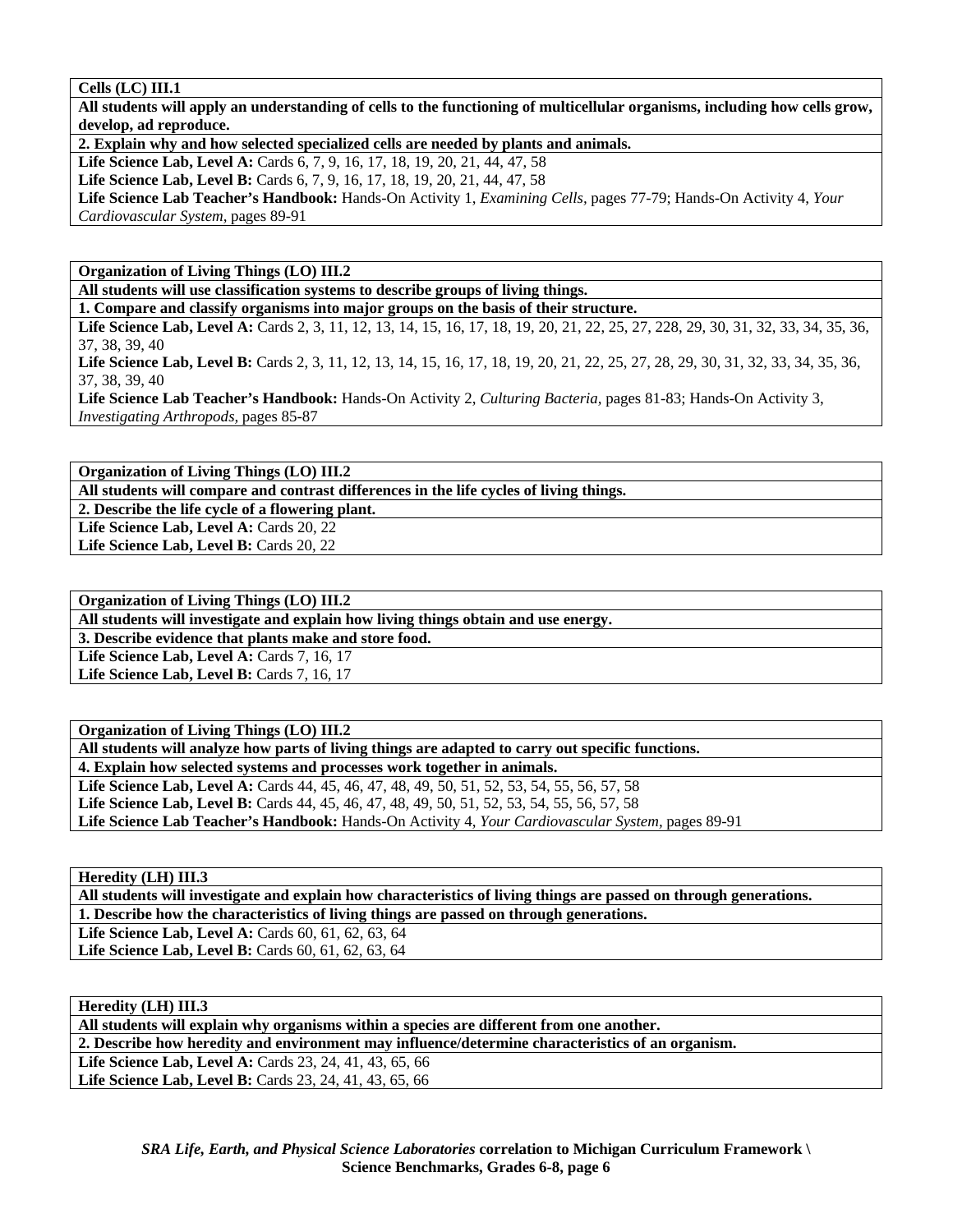**Cells (LC) III.1**

**All students will apply an understanding of cells to the functioning of multicellular organisms, including how cells grow, develop, ad reproduce.**

**2. Explain why and how selected specialized cells are needed by plants and animals.**

**Life Science Lab, Level A:** Cards 6, 7, 9, 16, 17, 18, 19, 20, 21, 44, 47, 58

**Life Science Lab, Level B:** Cards 6, 7, 9, 16, 17, 18, 19, 20, 21, 44, 47, 58

**Life Science Lab Teacher's Handbook:** Hands-On Activity 1, *Examining Cells,* pages 77-79; Hands-On Activity 4, *Your Cardiovascular System,* pages 89-91

**Organization of Living Things (LO) III.2**

**All students will use classification systems to describe groups of living things.**

**1. Compare and classify organisms into major groups on the basis of their structure.**

**Life Science Lab, Level A:** Cards 2, 3, 11, 12, 13, 14, 15, 16, 17, 18, 19, 20, 21, 22, 25, 27, 228, 29, 30, 31, 32, 33, 34, 35, 36, 37, 38, 39, 40

**Life Science Lab, Level B:** Cards 2, 3, 11, 12, 13, 14, 15, 16, 17, 18, 19, 20, 21, 22, 25, 27, 28, 29, 30, 31, 32, 33, 34, 35, 36, 37, 38, 39, 40

**Life Science Lab Teacher's Handbook:** Hands-On Activity 2, *Culturing Bacteria,* pages 81-83; Hands-On Activity 3, *Investigating Arthropods,* pages 85-87

**Organization of Living Things (LO) III.2**

**All students will compare and contrast differences in the life cycles of living things.**

**2. Describe the life cycle of a flowering plant.**

**Life Science Lab, Level A:** Cards 20, 22

**Life Science Lab, Level B:** Cards 20, 22

**Organization of Living Things (LO) III.2**

**All students will investigate and explain how living things obtain and use energy.**

**3. Describe evidence that plants make and store food.**

**Life Science Lab, Level A:** Cards 7, 16, 17

**Life Science Lab, Level B:** Cards 7, 16, 17

**Organization of Living Things (LO) III.2**

**All students will analyze how parts of living things are adapted to carry out specific functions.**

**4. Explain how selected systems and processes work together in animals.**

**Life Science Lab, Level A:** Cards 44, 45, 46, 47, 48, 49, 50, 51, 52, 53, 54, 55, 56, 57, 58

**Life Science Lab, Level B:** Cards 44, 45, 46, 47, 48, 49, 50, 51, 52, 53, 54, 55, 56, 57, 58

**Life Science Lab Teacher's Handbook:** Hands-On Activity 4, *Your Cardiovascular System,* pages 89-91

**Heredity (LH) III.3**

**All students will investigate and explain how characteristics of living things are passed on through generations.**

**1. Describe how the characteristics of living things are passed on through generations.**

**Life Science Lab, Level A:** Cards 60, 61, 62, 63, 64

**Life Science Lab, Level B:** Cards 60, 61, 62, 63, 64

**Heredity (LH) III.3**

**All students will explain why organisms within a species are different from one another.**

**2. Describe how heredity and environment may influence/determine characteristics of an organism.**

**Life Science Lab, Level A:** Cards 23, 24, 41, 43, 65, 66

**Life Science Lab, Level B:** Cards 23, 24, 41, 43, 65, 66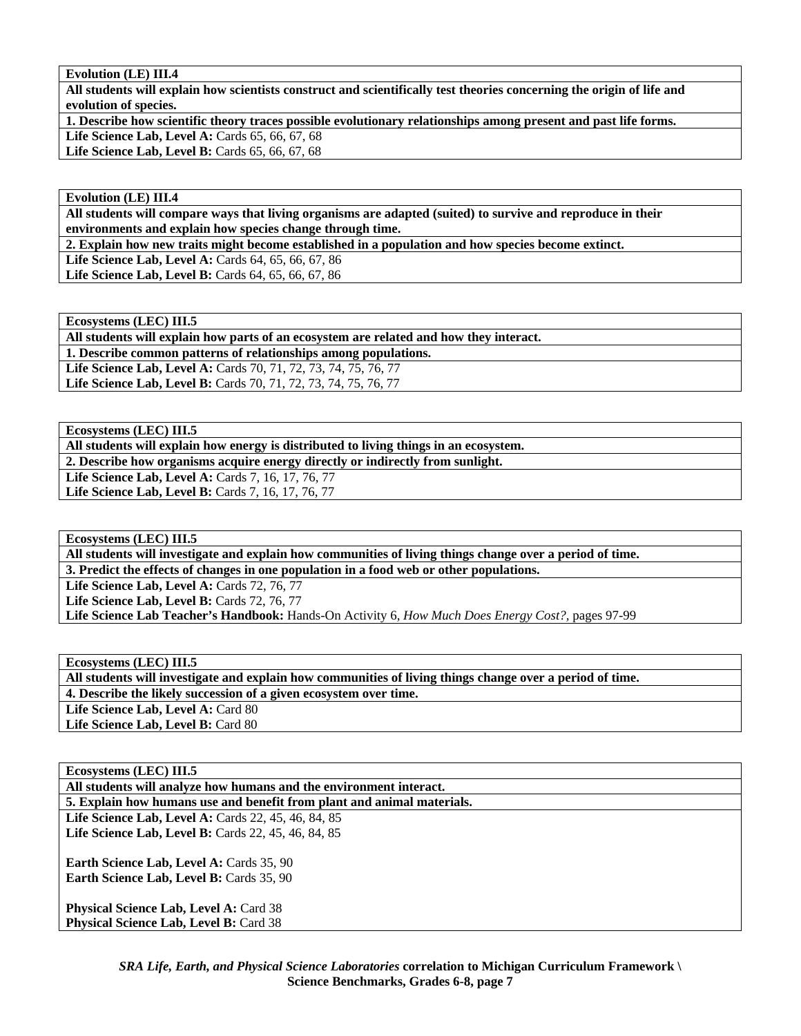**Evolution (LE) III.4**

**All students will explain how scientists construct and scientifically test theories concerning the origin of life and evolution of species.**

**1. Describe how scientific theory traces possible evolutionary relationships among present and past life forms.**

**Life Science Lab, Level A:** Cards 65, 66, 67, 68
**Life Science Lab, Level B:** Cards 65, 66, 67, 68

**Evolution (LE) III.4**

**All students will compare ways that living organisms are adapted (suited) to survive and reproduce in their environments and explain how species change through time.**

**2. Explain how new traits might become established in a population and how species become extinct.**

**Life Science Lab, Level A:** Cards 64, 65, 66, 67, 86
**Life Science Lab, Level B:** Cards 64, 65, 66, 67, 86

**Ecosystems (LEC) III.5**

**All students will explain how parts of an ecosystem are related and how they interact.**

**1. Describe common patterns of relationships among populations.**

**Life Science Lab, Level A:** Cards 70, 71, 72, 73, 74, 75, 76, 77
**Life Science Lab, Level B:** Cards 70, 71, 72, 73, 74, 75, 76, 77

**Ecosystems (LEC) III.5**

**All students will explain how energy is distributed to living things in an ecosystem.**

**2. Describe how organisms acquire energy directly or indirectly from sunlight.**

**Life Science Lab, Level A:** Cards 7, 16, 17, 76, 77
**Life Science Lab, Level B:** Cards 7, 16, 17, 76, 77

**Ecosystems (LEC) III.5**

**All students will investigate and explain how communities of living things change over a period of time.**

**3. Predict the effects of changes in one population in a food web or other populations.**

**Life Science Lab, Level A:** Cards 72, 76, 77
**Life Science Lab, Level B:** Cards 72, 76, 77
**Life Science Lab Teacher's Handbook:** Hands-On Activity 6, *How Much Does Energy Cost?*, pages 97-99

**Ecosystems (LEC) III.5**

**All students will investigate and explain how communities of living things change over a period of time.**

**4. Describe the likely succession of a given ecosystem over time.**

**Life Science Lab, Level A:** Card 80
**Life Science Lab, Level B:** Card 80

**Ecosystems (LEC) III.5**

**All students will analyze how humans and the environment interact.**

**5. Explain how humans use and benefit from plant and animal materials.**

**Life Science Lab, Level A:** Cards 22, 45, 46, 84, 85
**Life Science Lab, Level B:** Cards 22, 45, 46, 84, 85

**Earth Science Lab, Level A:** Cards 35, 90
**Earth Science Lab, Level B:** Cards 35, 90

**Physical Science Lab, Level A:** Card 38
**Physical Science Lab, Level B:** Card 38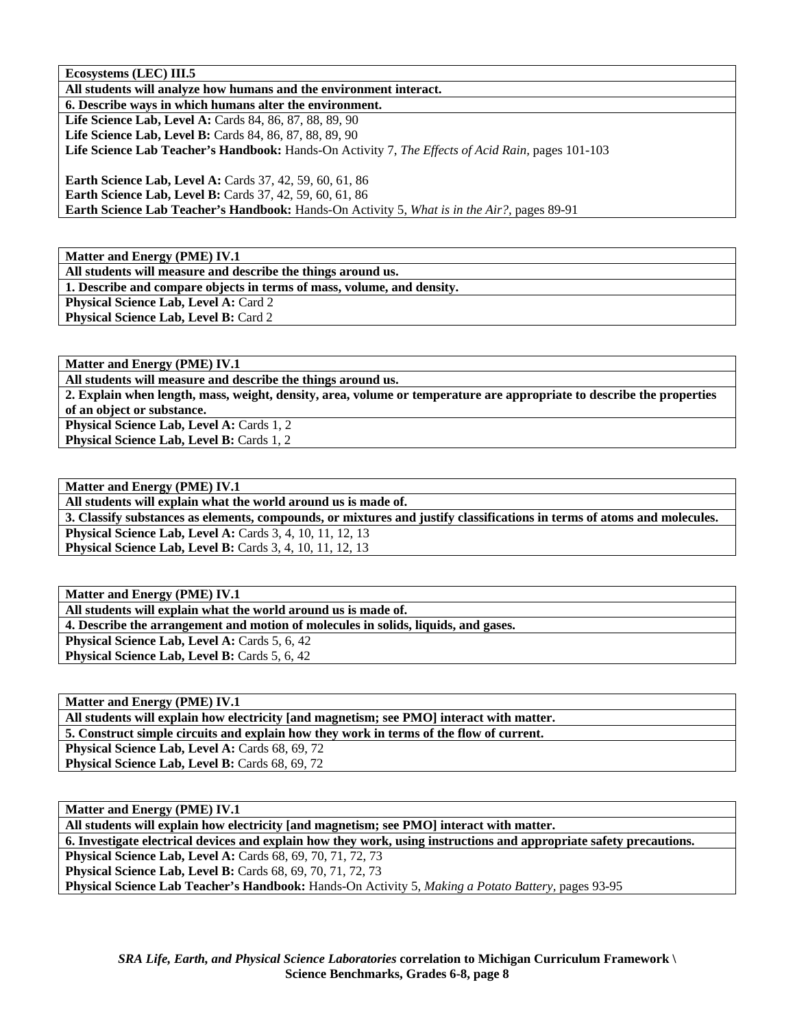**Ecosystems (LEC) III.5**

**All students will analyze how humans and the environment interact.**

**6. Describe ways in which humans alter the environment.**

**Life Science Lab, Level A:** Cards 84, 86, 87, 88, 89, 90
**Life Science Lab, Level B:** Cards 84, 86, 87, 88, 89, 90
**Life Science Lab Teacher's Handbook:** Hands-On Activity 7, *The Effects of Acid Rain,* pages 101-103

**Earth Science Lab, Level A:** Cards 37, 42, 59, 60, 61, 86
**Earth Science Lab, Level B:** Cards 37, 42, 59, 60, 61, 86
**Earth Science Lab Teacher's Handbook:** Hands-On Activity 5, *What is in the Air?,* pages 89-91

---

**Matter and Energy (PME) IV.1**

**All students will measure and describe the things around us.**

**1. Describe and compare objects in terms of mass, volume, and density.**

**Physical Science Lab, Level A:** Card 2
**Physical Science Lab, Level B:** Card 2

---

**Matter and Energy (PME) IV.1**

**All students will measure and describe the things around us.**

**2. Explain when length, mass, weight, density, area, volume or temperature are appropriate to describe the properties of an object or substance.**

**Physical Science Lab, Level A:** Cards 1, 2
**Physical Science Lab, Level B:** Cards 1, 2

---

**Matter and Energy (PME) IV.1**

**All students will explain what the world around us is made of.**

**3. Classify substances as elements, compounds, or mixtures and justify classifications in terms of atoms and molecules.**

**Physical Science Lab, Level A:** Cards 3, 4, 10, 11, 12, 13
**Physical Science Lab, Level B:** Cards 3, 4, 10, 11, 12, 13

---

**Matter and Energy (PME) IV.1**

**All students will explain what the world around us is made of.**

**4. Describe the arrangement and motion of molecules in solids, liquids, and gases.**

**Physical Science Lab, Level A:** Cards 5, 6, 42
**Physical Science Lab, Level B:** Cards 5, 6, 42

---

**Matter and Energy (PME) IV.1**

**All students will explain how electricity [and magnetism; see PMO] interact with matter.**

**5. Construct simple circuits and explain how they work in terms of the flow of current.**

**Physical Science Lab, Level A:** Cards 68, 69, 72
**Physical Science Lab, Level B:** Cards 68, 69, 72

---

**Matter and Energy (PME) IV.1**

**All students will explain how electricity [and magnetism; see PMO] interact with matter.**

**6. Investigate electrical devices and explain how they work, using instructions and appropriate safety precautions.**

**Physical Science Lab, Level A:** Cards 68, 69, 70, 71, 72, 73
**Physical Science Lab, Level B:** Cards 68, 69, 70, 71, 72, 73
**Physical Science Lab Teacher's Handbook:** Hands-On Activity 5, *Making a Potato Battery,* pages 93-95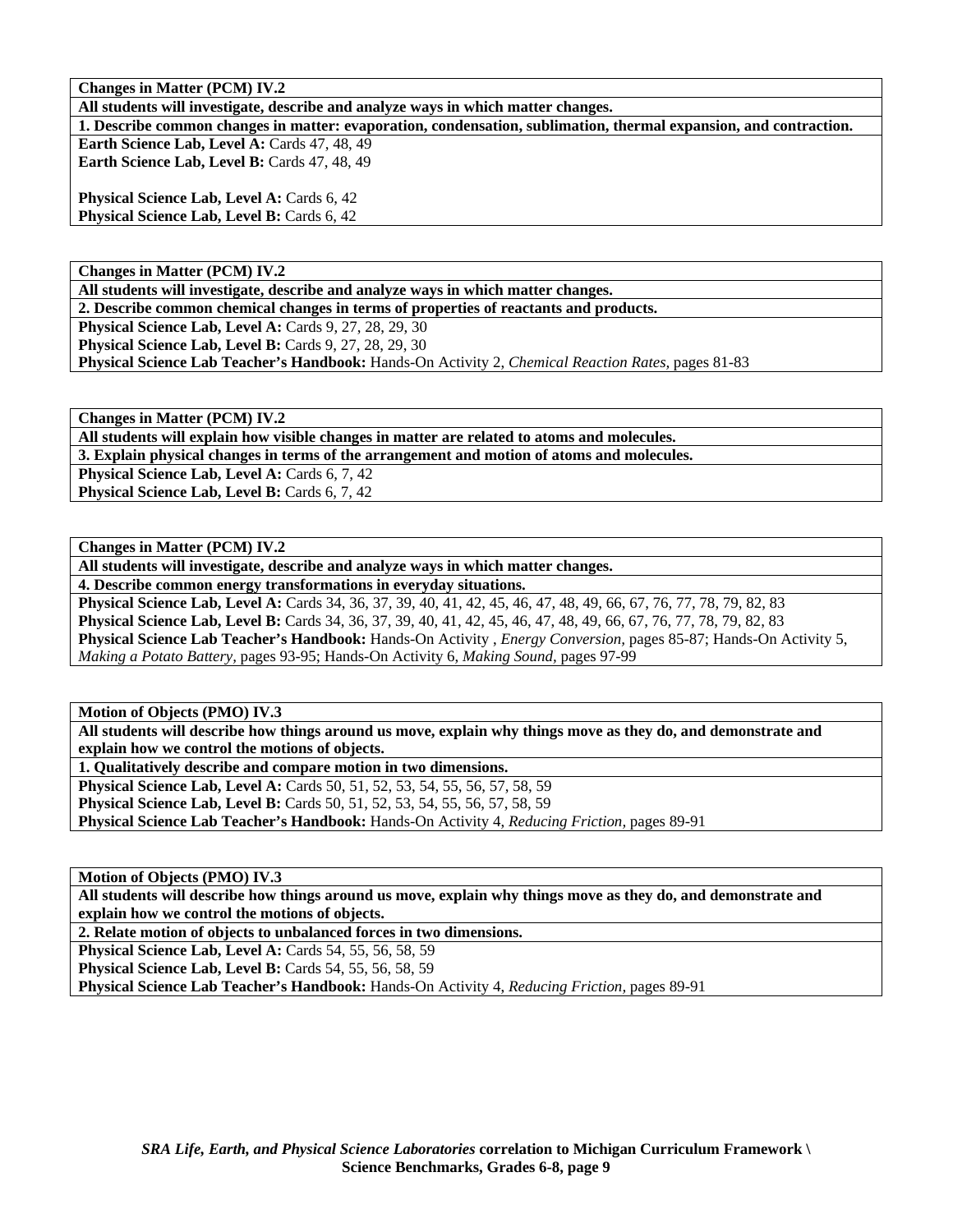**Changes in Matter (PCM) IV.2**

**All students will investigate, describe and analyze ways in which matter changes.**

**1. Describe common changes in matter: evaporation, condensation, sublimation, thermal expansion, and contraction.**

**Earth Science Lab, Level A:** Cards 47, 48, 49
**Earth Science Lab, Level B:** Cards 47, 48, 49

**Physical Science Lab, Level A:** Cards 6, 42
**Physical Science Lab, Level B:** Cards 6, 42

**Changes in Matter (PCM) IV.2**

**All students will investigate, describe and analyze ways in which matter changes.**

**2. Describe common chemical changes in terms of properties of reactants and products.**

**Physical Science Lab, Level A:** Cards 9, 27, 28, 29, 30
**Physical Science Lab, Level B:** Cards 9, 27, 28, 29, 30
**Physical Science Lab Teacher's Handbook:** Hands-On Activity 2, *Chemical Reaction Rates,* pages 81-83

**Changes in Matter (PCM) IV.2**

**All students will explain how visible changes in matter are related to atoms and molecules.**

**3. Explain physical changes in terms of the arrangement and motion of atoms and molecules.**

**Physical Science Lab, Level A:** Cards 6, 7, 42
**Physical Science Lab, Level B:** Cards 6, 7, 42

**Changes in Matter (PCM) IV.2**

**All students will investigate, describe and analyze ways in which matter changes.**

**4. Describe common energy transformations in everyday situations.**

**Physical Science Lab, Level A:** Cards 34, 36, 37, 39, 40, 41, 42, 45, 46, 47, 48, 49, 66, 67, 76, 77, 78, 79, 82, 83
**Physical Science Lab, Level B:** Cards 34, 36, 37, 39, 40, 41, 42, 45, 46, 47, 48, 49, 66, 67, 76, 77, 78, 79, 82, 83
**Physical Science Lab Teacher's Handbook:** Hands-On Activity , *Energy Conversion,* pages 85-87; Hands-On Activity 5, *Making a Potato Battery,* pages 93-95; Hands-On Activity 6, *Making Sound,* pages 97-99

**Motion of Objects (PMO) IV.3**

**All students will describe how things around us move, explain why things move as they do, and demonstrate and explain how we control the motions of objects.**

**1. Qualitatively describe and compare motion in two dimensions.**

**Physical Science Lab, Level A:** Cards 50, 51, 52, 53, 54, 55, 56, 57, 58, 59
**Physical Science Lab, Level B:** Cards 50, 51, 52, 53, 54, 55, 56, 57, 58, 59
**Physical Science Lab Teacher's Handbook:** Hands-On Activity 4, *Reducing Friction,* pages 89-91

**Motion of Objects (PMO) IV.3**

**All students will describe how things around us move, explain why things move as they do, and demonstrate and explain how we control the motions of objects.**

**2. Relate motion of objects to unbalanced forces in two dimensions.**

**Physical Science Lab, Level A:** Cards 54, 55, 56, 58, 59
**Physical Science Lab, Level B:** Cards 54, 55, 56, 58, 59
**Physical Science Lab Teacher's Handbook:** Hands-On Activity 4, *Reducing Friction,* pages 89-91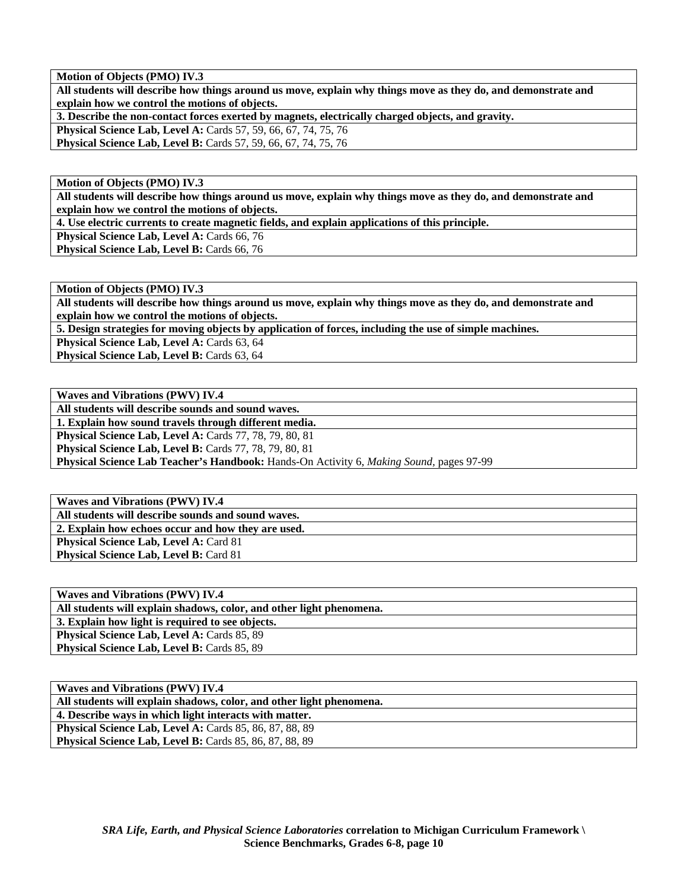| **Motion of Objects (PMO) IV.3** |
|---|
| **All students will describe how things around us move, explain why things move as they do, and demonstrate and explain how we control the motions of objects.** |
| **3. Describe the non-contact forces exerted by magnets, electrically charged objects, and gravity.** |
| **Physical Science Lab, Level A:** Cards 57, 59, 66, 67, 74, 75, 76<br>**Physical Science Lab, Level B:** Cards 57, 59, 66, 67, 74, 75, 76 |

| **Motion of Objects (PMO) IV.3** |
|---|
| **All students will describe how things around us move, explain why things move as they do, and demonstrate and explain how we control the motions of objects.** |
| **4. Use electric currents to create magnetic fields, and explain applications of this principle.** |
| **Physical Science Lab, Level A:** Cards 66, 76<br>**Physical Science Lab, Level B:** Cards 66, 76 |

| **Motion of Objects (PMO) IV.3** |
|---|
| **All students will describe how things around us move, explain why things move as they do, and demonstrate and explain how we control the motions of objects.** |
| **5. Design strategies for moving objects by application of forces, including the use of simple machines.** |
| **Physical Science Lab, Level A:** Cards 63, 64<br>**Physical Science Lab, Level B:** Cards 63, 64 |

| **Waves and Vibrations (PWV) IV.4** |
|---|
| **All students will describe sounds and sound waves.** |
| **1. Explain how sound travels through different media.** |
| **Physical Science Lab, Level A:** Cards 77, 78, 79, 80, 81<br>**Physical Science Lab, Level B:** Cards 77, 78, 79, 80, 81<br>**Physical Science Lab Teacher's Handbook:** Hands-On Activity 6, *Making Sound,* pages 97-99 |

| **Waves and Vibrations (PWV) IV.4** |
|---|
| **All students will describe sounds and sound waves.** |
| **2. Explain how echoes occur and how they are used.** |
| **Physical Science Lab, Level A:** Card 81<br>**Physical Science Lab, Level B:** Card 81 |

| **Waves and Vibrations (PWV) IV.4** |
|---|
| **All students will explain shadows, color, and other light phenomena.** |
| **3. Explain how light is required to see objects.** |
| **Physical Science Lab, Level A:** Cards 85, 89<br>**Physical Science Lab, Level B:** Cards 85, 89 |

| **Waves and Vibrations (PWV) IV.4** |
|---|
| **All students will explain shadows, color, and other light phenomena.** |
| **4. Describe ways in which light interacts with matter.** |
| **Physical Science Lab, Level A:** Cards 85, 86, 87, 88, 89<br>**Physical Science Lab, Level B:** Cards 85, 86, 87, 88, 89 |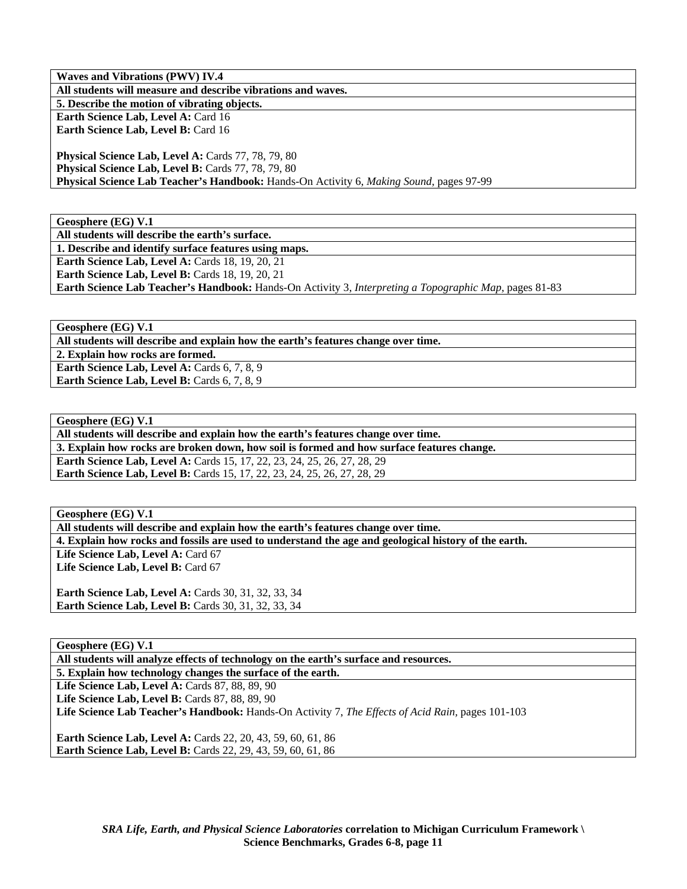**Waves and Vibrations (PWV) IV.4**

**All students will measure and describe vibrations and waves.**

**5. Describe the motion of vibrating objects.**

**Earth Science Lab, Level A:** Card 16
**Earth Science Lab, Level B:** Card 16

**Physical Science Lab, Level A:** Cards 77, 78, 79, 80
**Physical Science Lab, Level B:** Cards 77, 78, 79, 80
**Physical Science Lab Teacher's Handbook:** Hands-On Activity 6, *Making Sound,* pages 97-99

---

**Geosphere (EG) V.1**

**All students will describe the earth's surface.**

**1. Describe and identify surface features using maps.**

**Earth Science Lab, Level A:** Cards 18, 19, 20, 21
**Earth Science Lab, Level B:** Cards 18, 19, 20, 21
**Earth Science Lab Teacher's Handbook:** Hands-On Activity 3, *Interpreting a Topographic Map,* pages 81-83

---

**Geosphere (EG) V.1**

**All students will describe and explain how the earth's features change over time.**

**2. Explain how rocks are formed.**

**Earth Science Lab, Level A:** Cards 6, 7, 8, 9
**Earth Science Lab, Level B:** Cards 6, 7, 8, 9

---

**Geosphere (EG) V.1**

**All students will describe and explain how the earth's features change over time.**

**3. Explain how rocks are broken down, how soil is formed and how surface features change.**

**Earth Science Lab, Level A:** Cards 15, 17, 22, 23, 24, 25, 26, 27, 28, 29
**Earth Science Lab, Level B:** Cards 15, 17, 22, 23, 24, 25, 26, 27, 28, 29

---

**Geosphere (EG) V.1**

**All students will describe and explain how the earth's features change over time.**

**4. Explain how rocks and fossils are used to understand the age and geological history of the earth.**

**Life Science Lab, Level A:** Card 67
**Life Science Lab, Level B:** Card 67

**Earth Science Lab, Level A:** Cards 30, 31, 32, 33, 34
**Earth Science Lab, Level B:** Cards 30, 31, 32, 33, 34

---

**Geosphere (EG) V.1**

**All students will analyze effects of technology on the earth's surface and resources.**

**5. Explain how technology changes the surface of the earth.**

**Life Science Lab, Level A:** Cards 87, 88, 89, 90
**Life Science Lab, Level B:** Cards 87, 88, 89, 90
**Life Science Lab Teacher's Handbook:** Hands-On Activity 7, *The Effects of Acid Rain,* pages 101-103

**Earth Science Lab, Level A:** Cards 22, 20, 43, 59, 60, 61, 86
**Earth Science Lab, Level B:** Cards 22, 29, 43, 59, 60, 61, 86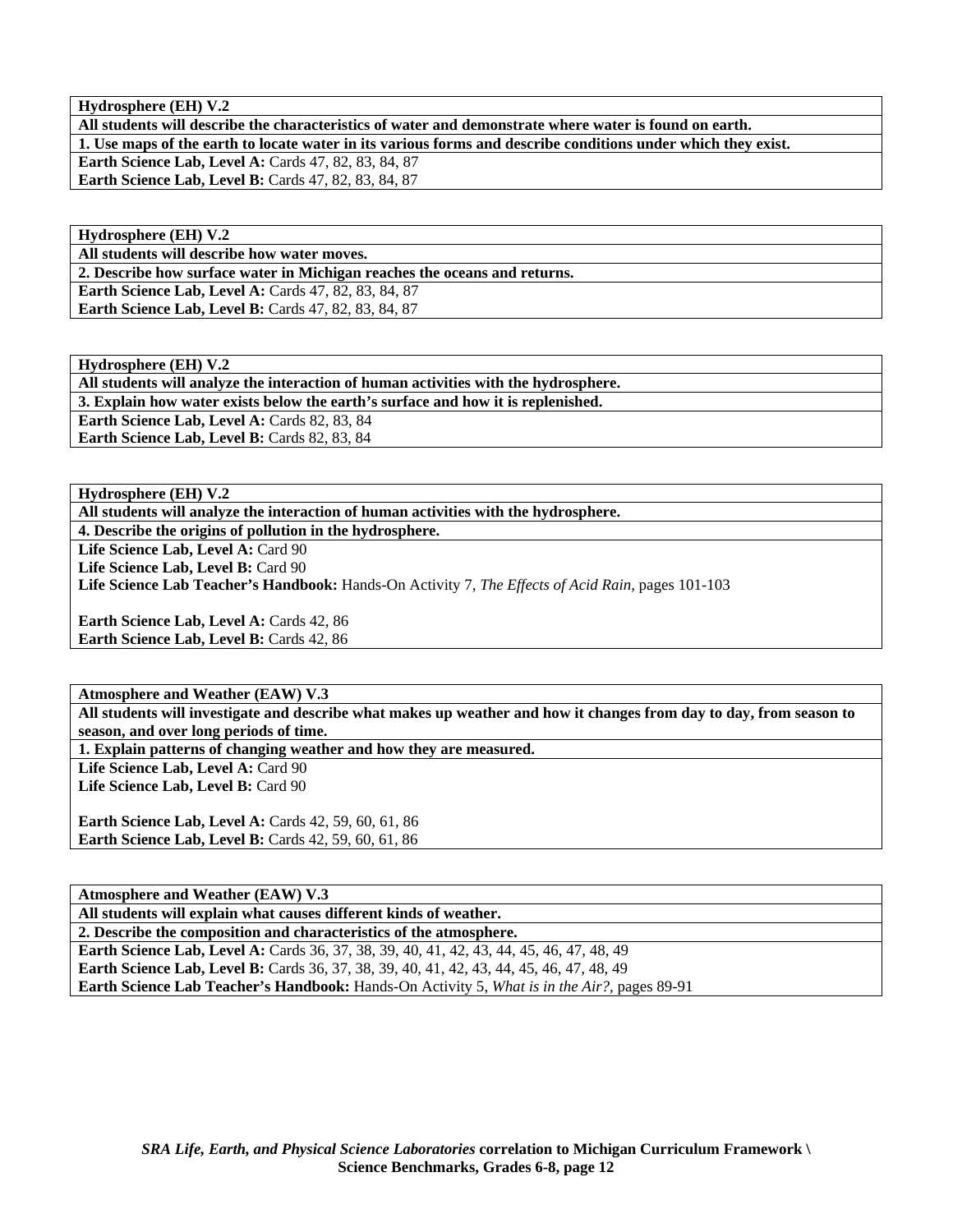**Hydrosphere (EH) V.2**

**All students will describe the characteristics of water and demonstrate where water is found on earth.**

**1. Use maps of the earth to locate water in its various forms and describe conditions under which they exist.**

**Earth Science Lab, Level A:** Cards 47, 82, 83, 84, 87
**Earth Science Lab, Level B:** Cards 47, 82, 83, 84, 87

**Hydrosphere (EH) V.2**

**All students will describe how water moves.**

**2. Describe how surface water in Michigan reaches the oceans and returns.**

**Earth Science Lab, Level A:** Cards 47, 82, 83, 84, 87
**Earth Science Lab, Level B:** Cards 47, 82, 83, 84, 87

**Hydrosphere (EH) V.2**

**All students will analyze the interaction of human activities with the hydrosphere.**

**3. Explain how water exists below the earth's surface and how it is replenished.**

**Earth Science Lab, Level A:** Cards 82, 83, 84
**Earth Science Lab, Level B:** Cards 82, 83, 84

**Hydrosphere (EH) V.2**

**All students will analyze the interaction of human activities with the hydrosphere.**

**4. Describe the origins of pollution in the hydrosphere.**

**Life Science Lab, Level A:** Card 90
**Life Science Lab, Level B:** Card 90
**Life Science Lab Teacher's Handbook:** Hands-On Activity 7, *The Effects of Acid Rain,* pages 101-103

**Earth Science Lab, Level A:** Cards 42, 86
**Earth Science Lab, Level B:** Cards 42, 86

**Atmosphere and Weather (EAW) V.3**

**All students will investigate and describe what makes up weather and how it changes from day to day, from season to season, and over long periods of time.**

**1. Explain patterns of changing weather and how they are measured.**

**Life Science Lab, Level A:** Card 90
**Life Science Lab, Level B:** Card 90

**Earth Science Lab, Level A:** Cards 42, 59, 60, 61, 86
**Earth Science Lab, Level B:** Cards 42, 59, 60, 61, 86

**Atmosphere and Weather (EAW) V.3**

**All students will explain what causes different kinds of weather.**

**2. Describe the composition and characteristics of the atmosphere.**

**Earth Science Lab, Level A:** Cards 36, 37, 38, 39, 40, 41, 42, 43, 44, 45, 46, 47, 48, 49
**Earth Science Lab, Level B:** Cards 36, 37, 38, 39, 40, 41, 42, 43, 44, 45, 46, 47, 48, 49
**Earth Science Lab Teacher's Handbook:** Hands-On Activity 5, *What is in the Air?,* pages 89-91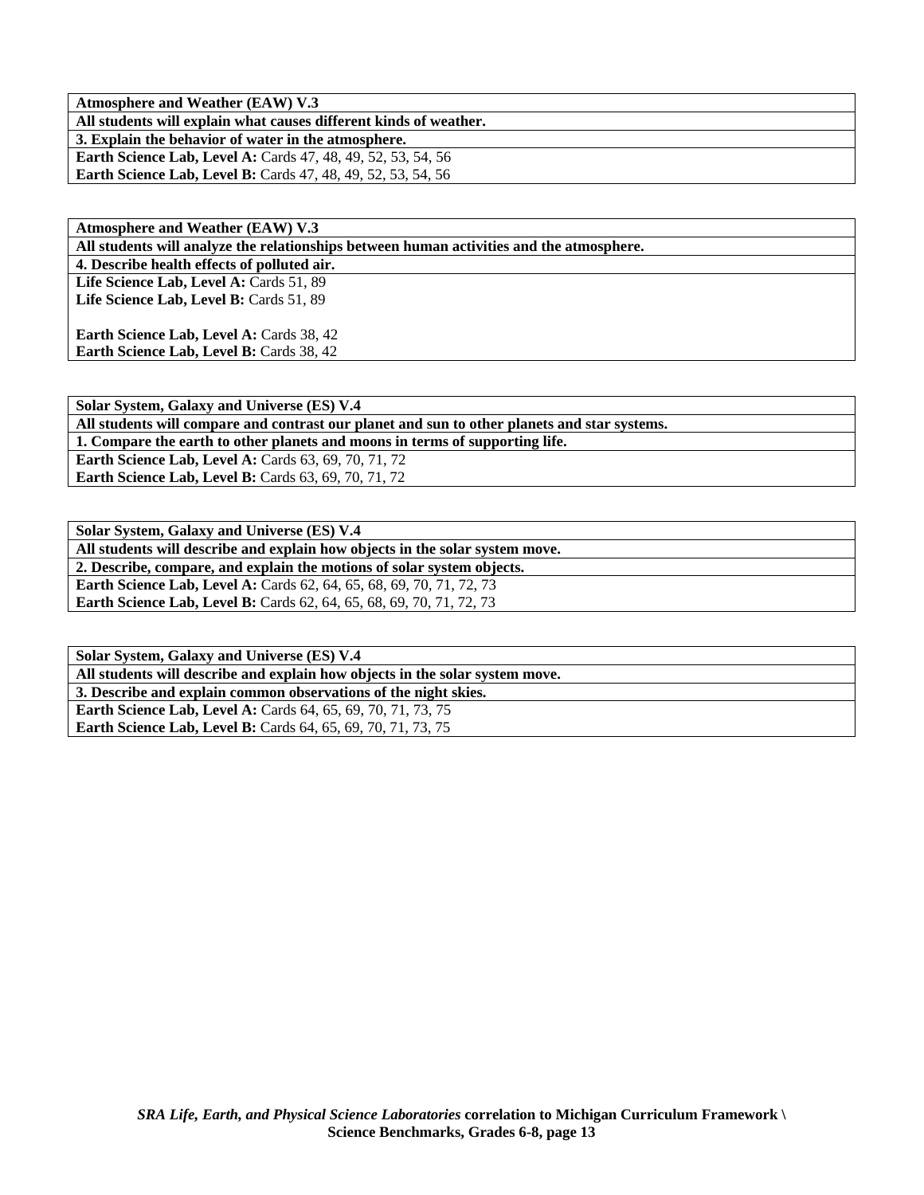| Atmosphere and Weather (EAW) V.3 |
| --- |
| **All students will explain what causes different kinds of weather.** |
| **3. Explain the behavior of water in the atmosphere.** |
| **Earth Science Lab, Level A:** Cards 47, 48, 49, 52, 53, 54, 56<br>**Earth Science Lab, Level B:** Cards 47, 48, 49, 52, 53, 54, 56 |

| Atmosphere and Weather (EAW) V.3 |
| --- |
| **All students will analyze the relationships between human activities and the atmosphere.** |
| **4. Describe health effects of polluted air.** |
| **Life Science Lab, Level A:** Cards 51, 89<br>**Life Science Lab, Level B:** Cards 51, 89<br><br>**Earth Science Lab, Level A:** Cards 38, 42<br>**Earth Science Lab, Level B:** Cards 38, 42 |

| Solar System, Galaxy and Universe (ES) V.4 |
| --- |
| **All students will compare and contrast our planet and sun to other planets and star systems.** |
| **1. Compare the earth to other planets and moons in terms of supporting life.** |
| **Earth Science Lab, Level A:** Cards 63, 69, 70, 71, 72<br>**Earth Science Lab, Level B:** Cards 63, 69, 70, 71, 72 |

| Solar System, Galaxy and Universe (ES) V.4 |
| --- |
| **All students will describe and explain how objects in the solar system move.** |
| **2. Describe, compare, and explain the motions of solar system objects.** |
| **Earth Science Lab, Level A:** Cards 62, 64, 65, 68, 69, 70, 71, 72, 73<br>**Earth Science Lab, Level B:** Cards 62, 64, 65, 68, 69, 70, 71, 72, 73 |

| Solar System, Galaxy and Universe (ES) V.4 |
| --- |
| **All students will describe and explain how objects in the solar system move.** |
| **3. Describe and explain common observations of the night skies.** |
| **Earth Science Lab, Level A:** Cards 64, 65, 69, 70, 71, 73, 75<br>**Earth Science Lab, Level B:** Cards 64, 65, 69, 70, 71, 73, 75 |